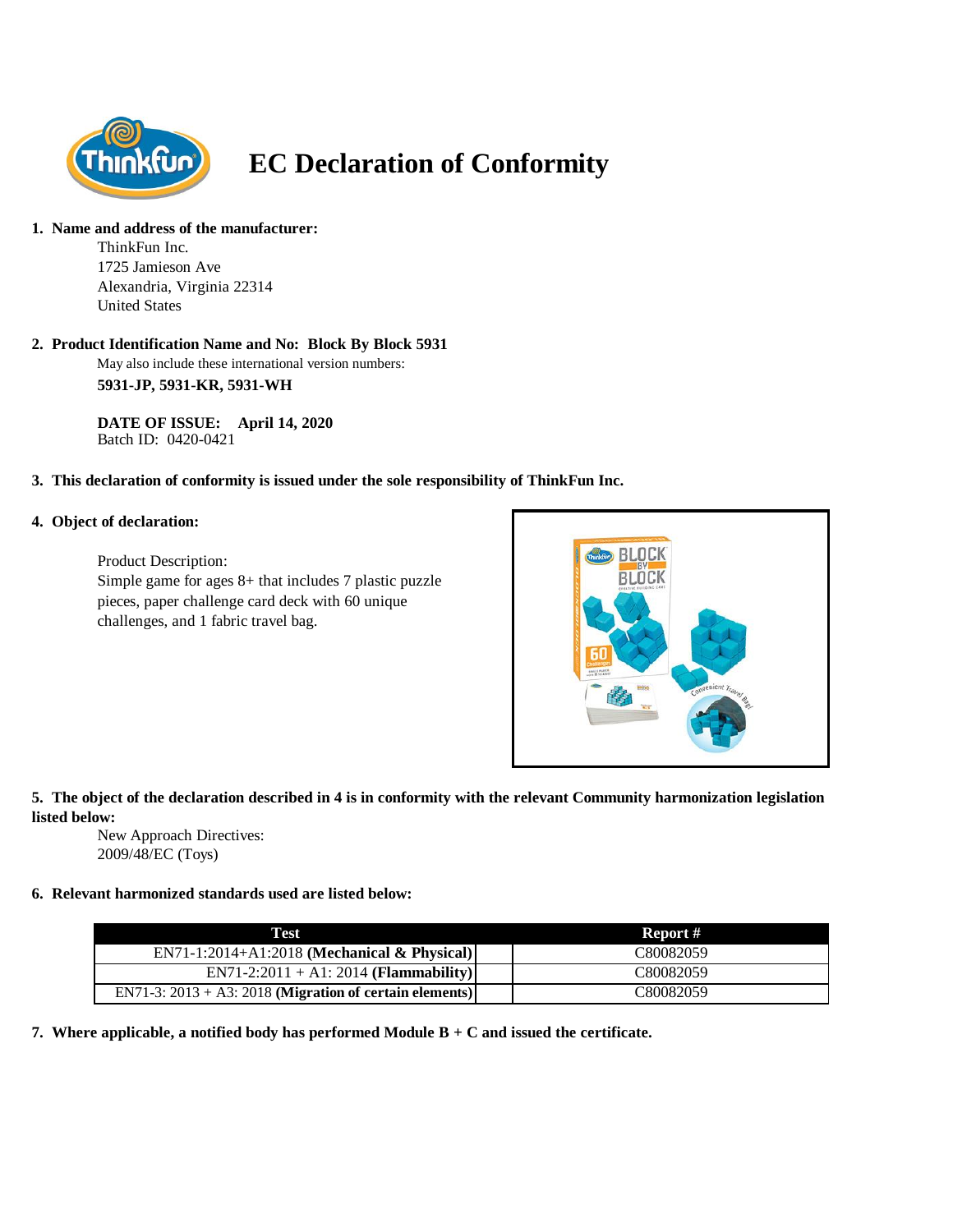# EC Declaration of Conformity

**1. Name and address of the manufacturer:**

ThinkFun Inc.
1725 Jamieson Ave
Alexandria, Virginia 22314
United States

**2. Product Identification Name and No: Block By Block 5931**

May also include these international version numbers:

**5931-JP, 5931-KR, 5931-WH**

**DATE OF ISSUE: April 14, 2020**
Batch ID: 0420-0421

**3. This declaration of conformity is issued under the sole responsibility of ThinkFun Inc.**

**4. Object of declaration:**

Product Description:
Simple game for ages 8+ that includes 7 plastic puzzle pieces, paper challenge card deck with 60 unique challenges, and 1 fabric travel bag.

**5. The object of the declaration described in 4 is in conformity with the relevant Community harmonization legislation listed below:**

New Approach Directives:
2009/48/EC (Toys)

**6. Relevant harmonized standards used are listed below:**

| Test | Report # |
|---|---|
| EN71-1:2014+A1:2018 **(Mechanical & Physical)** | C80082059 |
| EN71-2:2011 + A1: 2014 **(Flammability)** | C80082059 |
| EN71-3: 2013 + A3: 2018 **(Migration of certain elements)** | C80082059 |

**7. Where applicable, a notified body has performed Module B + C and issued the certificate.**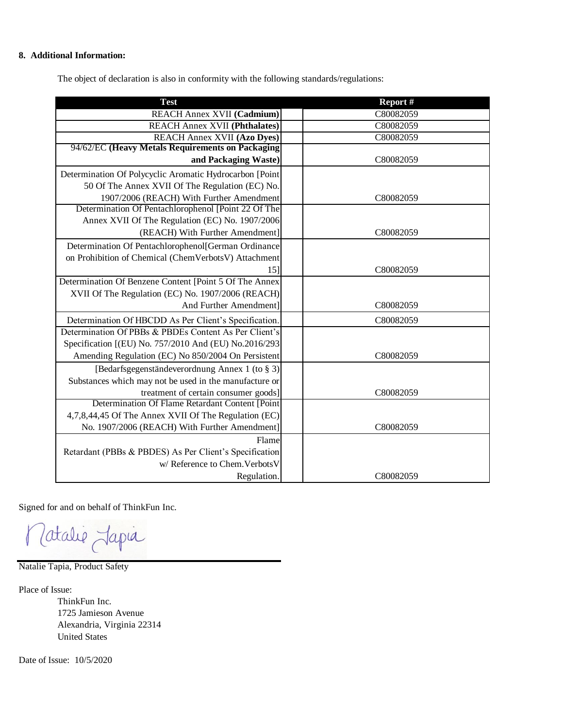**8. Additional Information:**

The object of declaration is also in conformity with the following standards/regulations:

| Test | Report # |
|---|---|
| REACH Annex XVII **(Cadmium)** | C80082059 |
| REACH Annex XVII **(Phthalates)** | C80082059 |
| REACH Annex XVII **(Azo Dyes)** | C80082059 |
| 94/62/EC **(Heavy Metals Requirements on Packaging and Packaging Waste)** | C80082059 |
| Determination Of Polycyclic Aromatic Hydrocarbon [Point 50 Of The Annex XVII Of The Regulation (EC) No. 1907/2006 (REACH) With Further Amendment | C80082059 |
| Determination Of Pentachlorophenol [Point 22 Of The Annex XVII Of The Regulation (EC) No. 1907/2006 (REACH) With Further Amendment] | C80082059 |
| Determination Of Pentachlorophenol[German Ordinance on Prohibition of Chemical (ChemVerbotsV) Attachment 15] | C80082059 |
| Determination Of Benzene Content [Point 5 Of The Annex XVII Of The Regulation (EC) No. 1907/2006 (REACH) And Further Amendment] | C80082059 |
| Determination Of HBCDD As Per Client's Specification. | C80082059 |
| Determination Of PBBs & PBDEs Content As Per Client's Specification [(EU) No. 757/2010 And (EU) No.2016/293 Amending Regulation (EC) No 850/2004 On Persistent | C80082059 |
| [Bedarfsgegenständeverordnung Annex 1 (to § 3) Substances which may not be used in the manufacture or treatment of certain consumer goods] | C80082059 |
| Determination Of Flame Retardant Content [Point 4,7,8,44,45 Of The Annex XVII Of The Regulation (EC) No. 1907/2006 (REACH) With Further Amendment] | C80082059 |
| Flame Retardant (PBBs & PBDES) As Per Client's Specification w/ Reference to Chem.VerbotsV Regulation. | C80082059 |

Signed for and on behalf of ThinkFun Inc.

Natalie Tapia

Natalie Tapia, Product Safety

Place of Issue:

ThinkFun Inc.
1725 Jamieson Avenue
Alexandria, Virginia 22314
United States

Date of Issue: 10/5/2020